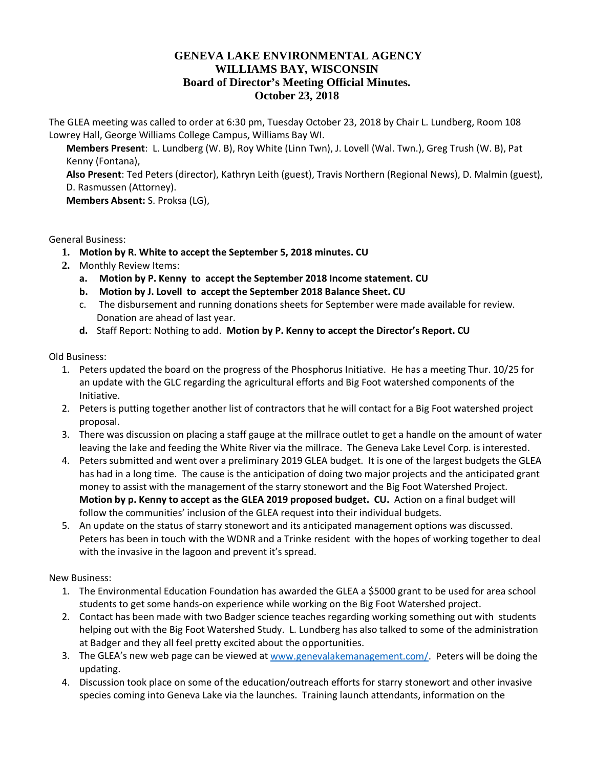# GENEVA LAKE ENVIRONMENTAL AGENCY
## WILLIAMS BAY, WISCONSIN
### Board of Director's Meeting Official Minutes.
### October 23, 2018

The GLEA meeting was called to order at 6:30 pm, Tuesday October 23, 2018 by Chair L. Lundberg, Room 108 Lowrey Hall, George Williams College Campus, Williams Bay WI.

**Members Present**: L. Lundberg (W. B), Roy White (Linn Twn), J. Lovell (Wal. Twn.), Greg Trush (W. B), Pat Kenny (Fontana),

**Also Present**: Ted Peters (director), Kathryn Leith (guest), Travis Northern (Regional News), D. Malmin (guest), D. Rasmussen (Attorney).

**Members Absent:** S. Proksa (LG),

General Business:

1. **Motion by R. White to accept the September 5, 2018 minutes. CU**
2. Monthly Review Items:
   a. **Motion by P. Kenny to accept the September 2018 Income statement. CU**
   b. **Motion by J. Lovell to accept the September 2018 Balance Sheet. CU**
   c. The disbursement and running donations sheets for September were made available for review. Donation are ahead of last year.
   d. Staff Report: Nothing to add. **Motion by P. Kenny to accept the Director's Report. CU**

Old Business:

1. Peters updated the board on the progress of the Phosphorus Initiative. He has a meeting Thur. 10/25 for an update with the GLC regarding the agricultural efforts and Big Foot watershed components of the Initiative.
2. Peters is putting together another list of contractors that he will contact for a Big Foot watershed project proposal.
3. There was discussion on placing a staff gauge at the millrace outlet to get a handle on the amount of water leaving the lake and feeding the White River via the millrace. The Geneva Lake Level Corp. is interested.
4. Peters submitted and went over a preliminary 2019 GLEA budget. It is one of the largest budgets the GLEA has had in a long time. The cause is the anticipation of doing two major projects and the anticipated grant money to assist with the management of the starry stonewort and the Big Foot Watershed Project. **Motion by p. Kenny to accept as the GLEA 2019 proposed budget. CU.** Action on a final budget will follow the communities' inclusion of the GLEA request into their individual budgets.
5. An update on the status of starry stonewort and its anticipated management options was discussed. Peters has been in touch with the WDNR and a Trinke resident with the hopes of working together to deal with the invasive in the lagoon and prevent it's spread.

New Business:

1. The Environmental Education Foundation has awarded the GLEA a $5000 grant to be used for area school students to get some hands-on experience while working on the Big Foot Watershed project.
2. Contact has been made with two Badger science teaches regarding working something out with students helping out with the Big Foot Watershed Study. L. Lundberg has also talked to some of the administration at Badger and they all feel pretty excited about the opportunities.
3. The GLEA's new web page can be viewed at [www.genevalakemanagement.com/](www.genevalakemanagement.com/). Peters will be doing the updating.
4. Discussion took place on some of the education/outreach efforts for starry stonewort and other invasive species coming into Geneva Lake via the launches. Training launch attendants, information on the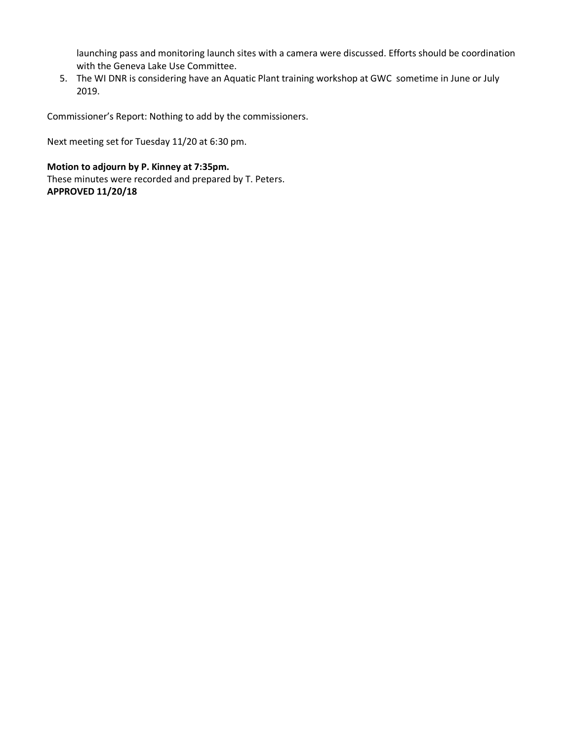launching pass and monitoring launch sites with a camera were discussed. Efforts should be coordination with the Geneva Lake Use Committee.

5. The WI DNR is considering have an Aquatic Plant training workshop at GWC sometime in June or July 2019.

Commissioner's Report: Nothing to add by the commissioners.

Next meeting set for Tuesday 11/20 at 6:30 pm.

**Motion to adjourn by P. Kinney at 7:35pm.**
These minutes were recorded and prepared by T. Peters.
**APPROVED 11/20/18**